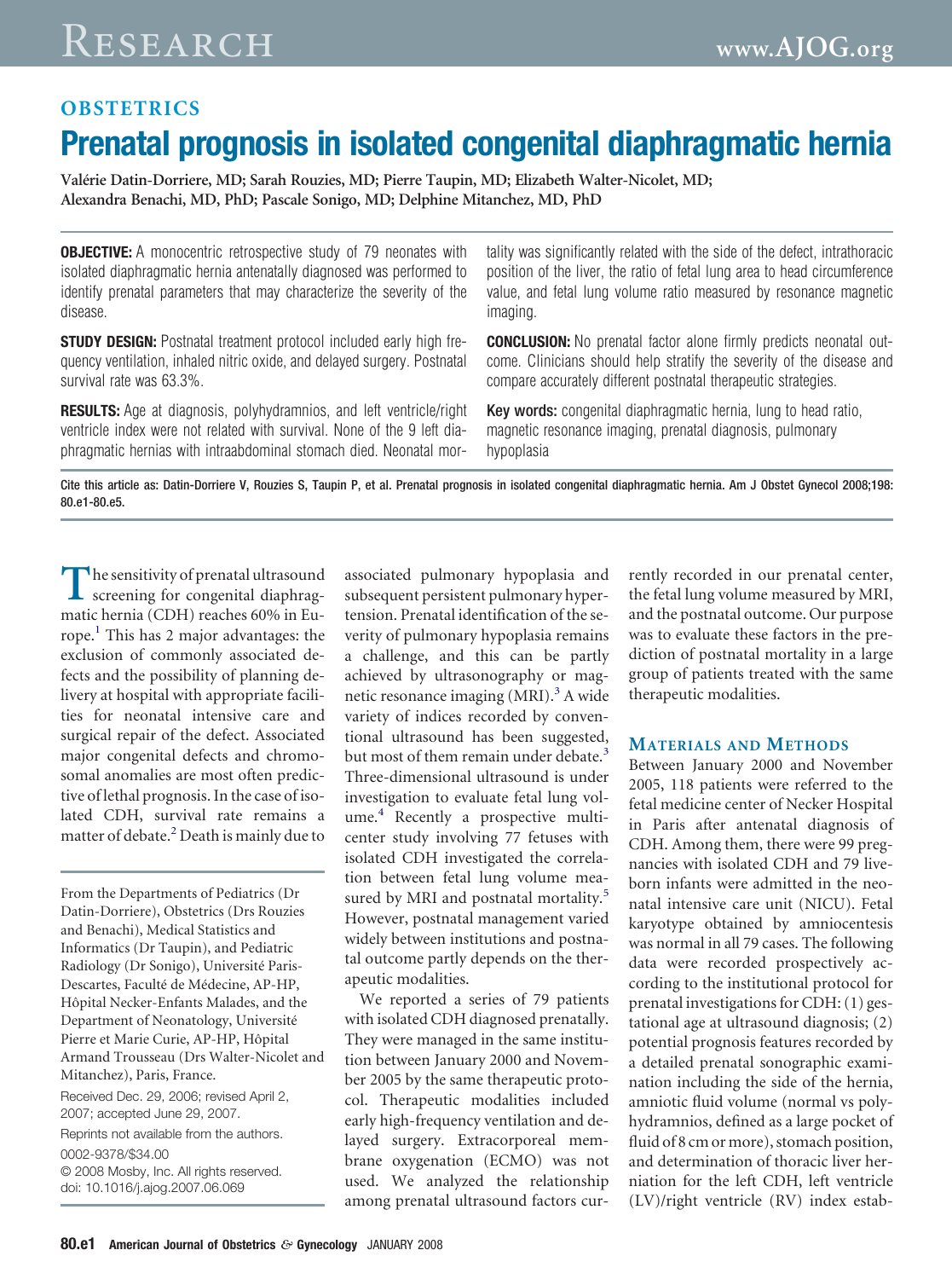## OBSTETRICS

# Prenatal prognosis in isolated congenital diaphragmatic hernia

Valérie Datin-Dorriere, MD; Sarah Rouzies, MD; Pierre Taupin, MD; Elizabeth Walter-Nicolet, MD; Alexandra Benachi, MD, PhD; Pascale Sonigo, MD; Delphine Mitanchez, MD, PhD

**OBJECTIVE:** A monocentric retrospective study of 79 neonates with isolated diaphragmatic hernia antenatally diagnosed was performed to identify prenatal parameters that may characterize the severity of the disease.

**STUDY DESIGN:** Postnatal treatment protocol included early high frequency ventilation, inhaled nitric oxide, and delayed surgery. Postnatal survival rate was 63.3%.

**RESULTS:** Age at diagnosis, polyhydramnios, and left ventricle/right ventricle index were not related with survival. None of the 9 left diaphragmatic hernias with intraabdominal stomach died. Neonatal mortality was significantly related with the side of the defect, intrathoracic position of the liver, the ratio of fetal lung area to head circumference value, and fetal lung volume ratio measured by resonance magnetic imaging.

**CONCLUSION:** No prenatal factor alone firmly predicts neonatal outcome. Clinicians should help stratify the severity of the disease and compare accurately different postnatal therapeutic strategies.

**Key words:** congenital diaphragmatic hernia, lung to head ratio, magnetic resonance imaging, prenatal diagnosis, pulmonary hypoplasia

Cite this article as: Datin-Dorriere V, Rouzies S, Taupin P, et al. Prenatal prognosis in isolated congenital diaphragmatic hernia. Am J Obstet Gynecol 2008;198:80.e1-80.e5.

The sensitivity of prenatal ultrasound screening for congenital diaphragmatic hernia (CDH) reaches 60% in Europe.[1] This has 2 major advantages: the exclusion of commonly associated defects and the possibility of planning delivery at hospital with appropriate facilities for neonatal intensive care and surgical repair of the defect. Associated major congenital defects and chromosomal anomalies are most often predictive of lethal prognosis. In the case of isolated CDH, survival rate remains a matter of debate.[2] Death is mainly due to associated pulmonary hypoplasia and subsequent persistent pulmonary hypertension. Prenatal identification of the severity of pulmonary hypoplasia remains a challenge, and this can be partly achieved by ultrasonography or magnetic resonance imaging (MRI).[3] A wide variety of indices recorded by conventional ultrasound has been suggested, but most of them remain under debate.[3] Three-dimensional ultrasound is under investigation to evaluate fetal lung volume.[4] Recently a prospective multicenter study involving 77 fetuses with isolated CDH investigated the correlation between fetal lung volume measured by MRI and postnatal mortality.[5] However, postnatal management varied widely between institutions and postnatal outcome partly depends on the therapeutic modalities.

We reported a series of 79 patients with isolated CDH diagnosed prenatally. They were managed in the same institution between January 2000 and November 2005 by the same therapeutic protocol. Therapeutic modalities included early high-frequency ventilation and delayed surgery. Extracorporeal membrane oxygenation (ECMO) was not used. We analyzed the relationship among prenatal ultrasound factors currently recorded in our prenatal center, the fetal lung volume measured by MRI, and the postnatal outcome. Our purpose was to evaluate these factors in the prediction of postnatal mortality in a large group of patients treated with the same therapeutic modalities.

## MATERIALS AND METHODS

Between January 2000 and November 2005, 118 patients were referred to the fetal medicine center of Necker Hospital in Paris after antenatal diagnosis of CDH. Among them, there were 99 pregnancies with isolated CDH and 79 liveborn infants were admitted in the neonatal intensive care unit (NICU). Fetal karyotype obtained by amniocentesis was normal in all 79 cases. The following data were recorded prospectively according to the institutional protocol for prenatal investigations for CDH: (1) gestational age at ultrasound diagnosis; (2) potential prognosis features recorded by a detailed prenatal sonographic examination including the side of the hernia, amniotic fluid volume (normal vs polyhydramnios, defined as a large pocket of fluid of 8 cm or more), stomach position, and determination of thoracic liver herniation for the left CDH, left ventricle (LV)/right ventricle (RV) index estab-

From the Departments of Pediatrics (Dr Datin-Dorriere), Obstetrics (Drs Rouzies and Benachi), Medical Statistics and Informatics (Dr Taupin), and Pediatric Radiology (Dr Sonigo), Université Paris-Descartes, Faculté de Médecine, AP-HP, Hôpital Necker-Enfants Malades, and the Department of Neonatology, Université Pierre et Marie Curie, AP-HP, Hôpital Armand Trousseau (Drs Walter-Nicolet and Mitanchez), Paris, France.

Received Dec. 29, 2006; revised April 2, 2007; accepted June 29, 2007.

Reprints not available from the authors.

0002-9378/$34.00

© 2008 Mosby, Inc. All rights reserved.

doi: 10.1016/j.ajog.2007.06.069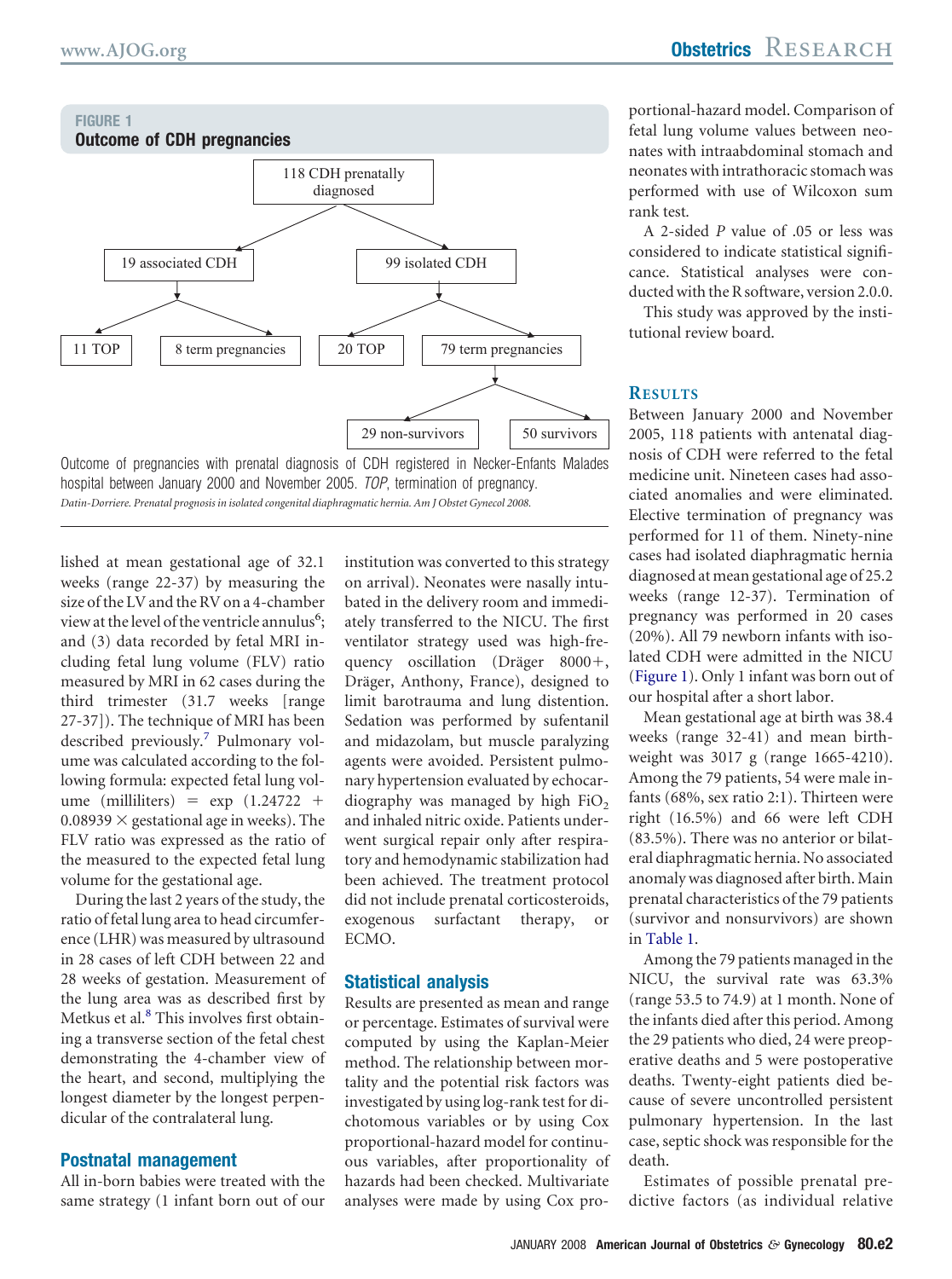**FIGURE 1**
**Outcome of CDH pregnancies**

118 CDH prenatally diagnosed

19 associated CDH

99 isolated CDH

11 TOP

8 term pregnancies

20 TOP

79 term pregnancies

29 non-survivors

50 survivors

Outcome of pregnancies with prenatal diagnosis of CDH registered in Necker-Enfants Malades hospital between January 2000 and November 2005. *TOP*, termination of pregnancy.

*Datin-Dorriere. Prenatal prognosis in isolated congenital diaphragmatic hernia. Am J Obstet Gynecol 2008.*

lished at mean gestational age of 32.1 weeks (range 22-37) by measuring the size of the LV and the RV on a 4-chamber view at the level of the ventricle annulus[6]; and (3) data recorded by fetal MRI including fetal lung volume (FLV) ratio measured by MRI in 62 cases during the third trimester (31.7 weeks [range 27-37]). The technique of MRI has been described previously.[7] Pulmonary volume was calculated according to the following formula: expected fetal lung volume (milliliters) = exp (1.24722 + 0.08939 $\times$ gestational age in weeks). The FLV ratio was expressed as the ratio of the measured to the expected fetal lung volume for the gestational age.

During the last 2 years of the study, the ratio of fetal lung area to head circumference (LHR) was measured by ultrasound in 28 cases of left CDH between 22 and 28 weeks of gestation. Measurement of the lung area was as described first by Metkus et al.[8] This involves first obtaining a transverse section of the fetal chest demonstrating the 4-chamber view of the heart, and second, multiplying the longest diameter by the longest perpendicular of the contralateral lung.

## Postnatal management

All in-born babies were treated with the same strategy (1 infant born out of our institution was converted to this strategy on arrival). Neonates were nasally intubated in the delivery room and immediately transferred to the NICU. The first ventilator strategy used was high-frequency oscillation (Dräger 8000+, Dräger, Anthony, France), designed to limit barotrauma and lung distention. Sedation was performed by sufentanil and midazolam, but muscle paralyzing agents were avoided. Persistent pulmonary hypertension evaluated by echocardiography was managed by high $FiO_2$ and inhaled nitric oxide. Patients underwent surgical repair only after respiratory and hemodynamic stabilization had been achieved. The treatment protocol did not include prenatal corticosteroids, exogenous surfactant therapy, or ECMO.

## Statistical analysis

Results are presented as mean and range or percentage. Estimates of survival were computed by using the Kaplan-Meier method. The relationship between mortality and the potential risk factors was investigated by using log-rank test for dichotomous variables or by using Cox proportional-hazard model for continuous variables, after proportionality of hazards had been checked. Multivariate analyses were made by using Cox proportional-hazard model. Comparison of fetal lung volume values between neonates with intraabdominal stomach and neonates with intrathoracic stomach was performed with use of Wilcoxon sum rank test.

A 2-sided *P* value of .05 or less was considered to indicate statistical significance. Statistical analyses were conducted with the R software, version 2.0.0.

This study was approved by the institutional review board.

## Results

Between January 2000 and November 2005, 118 patients with antenatal diagnosis of CDH were referred to the fetal medicine unit. Nineteen cases had associated anomalies and were eliminated. Elective termination of pregnancy was performed for 11 of them. Ninety-nine cases had isolated diaphragmatic hernia diagnosed at mean gestational age of 25.2 weeks (range 12-37). Termination of pregnancy was performed in 20 cases (20%). All 79 newborn infants with isolated CDH were admitted in the NICU (Figure 1). Only 1 infant was born out of our hospital after a short labor.

Mean gestational age at birth was 38.4 weeks (range 32-41) and mean birthweight was 3017 g (range 1665-4210). Among the 79 patients, 54 were male infants (68%, sex ratio 2:1). Thirteen were right (16.5%) and 66 were left CDH (83.5%). There was no anterior or bilateral diaphragmatic hernia. No associated anomaly was diagnosed after birth. Main prenatal characteristics of the 79 patients (survivor and nonsurvivors) are shown in Table 1.

Among the 79 patients managed in the NICU, the survival rate was 63.3% (range 53.5 to 74.9) at 1 month. None of the infants died after this period. Among the 29 patients who died, 24 were preoperative deaths and 5 were postoperative deaths. Twenty-eight patients died because of severe uncontrolled persistent pulmonary hypertension. In the last case, septic shock was responsible for the death.

Estimates of possible prenatal predictive factors (as individual relative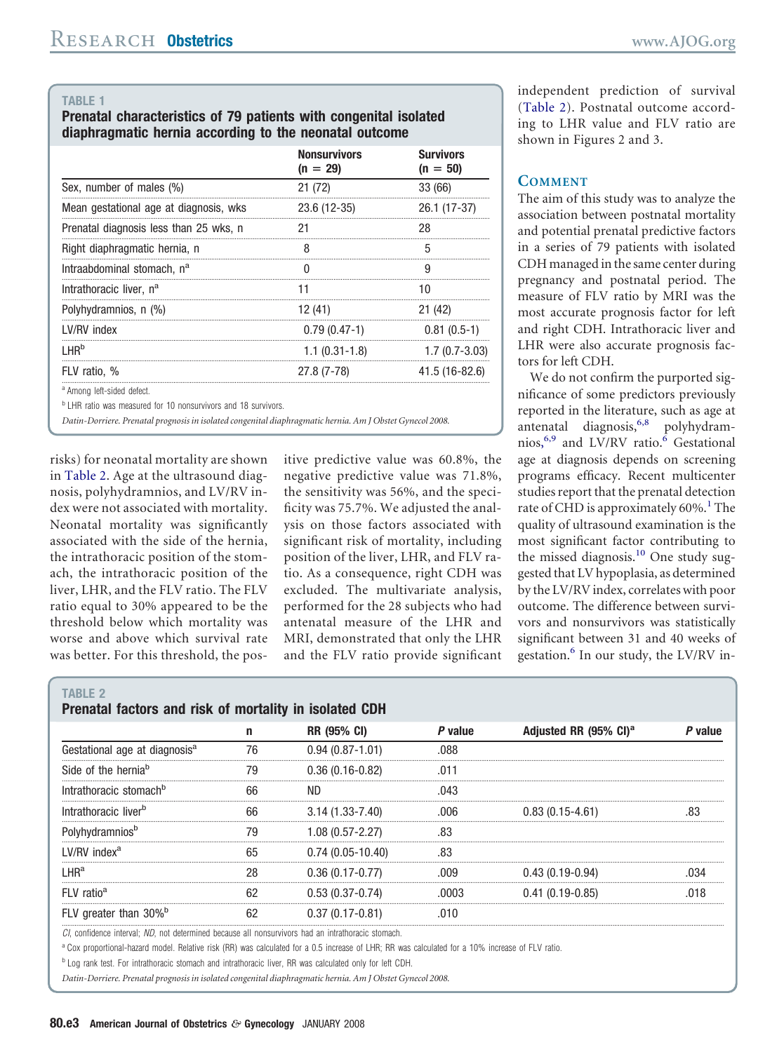**TABLE 1**

**Prenatal characteristics of 79 patients with congenital isolated diaphragmatic hernia according to the neonatal outcome**

| | Nonsurvivors (n = 29) | Survivors (n = 50) |
|---|---|---|
| Sex, number of males (%) | 21 (72) | 33 (66) |
| Mean gestational age at diagnosis, wks | 23.6 (12-35) | 26.1 (17-37) |
| Prenatal diagnosis less than 25 wks, n | 21 | 28 |
| Right diaphragmatic hernia, n | 8 | 5 |
| Intraabdominal stomach, n[a] | 0 | 9 |
| Intrathoracic liver, n[a] | 11 | 10 |
| Polyhydramnios, n (%) | 12 (41) | 21 (42) |
| LV/RV index | 0.79 (0.47-1) | 0.81 (0.5-1) |
| LHR[b] | 1.1 (0.31-1.8) | 1.7 (0.7-3.03) |
| FLV ratio, % | 27.8 (7-78) | 41.5 (16-82.6) |

[a] Among left-sided defect.

[b] LHR ratio was measured for 10 nonsurvivors and 18 survivors.

*Datin-Dorriere. Prenatal prognosis in isolated congenital diaphragmatic hernia. Am J Obstet Gynecol 2008.*

risks) for neonatal mortality are shown in Table 2. Age at the ultrasound diagnosis, polyhydramnios, and LV/RV index were not associated with mortality. Neonatal mortality was significantly associated with the side of the hernia, the intrathoracic position of the stomach, the intrathoracic position of the liver, LHR, and the FLV ratio. The FLV ratio equal to 30% appeared to be the threshold below which mortality was worse and above which survival rate was better. For this threshold, the positive predictive value was 60.8%, the negative predictive value was 71.8%, the sensitivity was 56%, and the specificity was 75.7%. We adjusted the analysis on those factors associated with significant risk of mortality, including position of the liver, LHR, and FLV ratio. As a consequence, right CDH was excluded. The multivariate analysis, performed for the 28 subjects who had antenatal measure of the LHR and MRI, demonstrated that only the LHR and the FLV ratio provide significant independent prediction of survival (Table 2). Postnatal outcome according to LHR value and FLV ratio are shown in Figures 2 and 3.

## Comment

The aim of this study was to analyze the association between postnatal mortality and potential prenatal predictive factors in a series of 79 patients with isolated CDH managed in the same center during pregnancy and postnatal period. The measure of FLV ratio by MRI was the most accurate prognosis factor for left and right CDH. Intrathoracic liver and LHR were also accurate prognosis factors for left CDH.

We do not confirm the purported significance of some predictors previously reported in the literature, such as age at antenatal diagnosis,[6,8] polyhydramnios,[6,9] and LV/RV ratio.[6] Gestational age at diagnosis depends on screening programs efficacy. Recent multicenter studies report that the prenatal detection rate of CHD is approximately 60%.[1] The quality of ultrasound examination is the most significant factor contributing to the missed diagnosis.[10] One study suggested that LV hypoplasia, as determined by the LV/RV index, correlates with poor outcome. The difference between survivors and nonsurvivors was statistically significant between 31 and 40 weeks of gestation.[6] In our study, the LV/RV in-

**TABLE 2**

**Prenatal factors and risk of mortality in isolated CDH**

| | n | RR (95% CI) | *P* value | Adjusted RR (95% CI)[a] | *P* value |
|---|---|---|---|---|---|
| Gestational age at diagnosis[a] | 76 | 0.94 (0.87-1.01) | .088 | | |
| Side of the hernia[b] | 79 | 0.36 (0.16-0.82) | .011 | | |
| Intrathoracic stomach[b] | 66 | ND | .043 | | |
| Intrathoracic liver[b] | 66 | 3.14 (1.33-7.40) | .006 | 0.83 (0.15-4.61) | .83 |
| Polyhydramnios[b] | 79 | 1.08 (0.57-2.27) | .83 | | |
| LV/RV index[a] | 65 | 0.74 (0.05-10.40) | .83 | | |
| LHR[a] | 28 | 0.36 (0.17-0.77) | .009 | 0.43 (0.19-0.94) | .034 |
| FLV ratio[a] | 62 | 0.53 (0.37-0.74) | .0003 | 0.41 (0.19-0.85) | .018 |
| FLV greater than 30%[b] | 62 | 0.37 (0.17-0.81) | .010 | | |

*CI*, confidence interval; *ND*, not determined because all nonsurvivors had an intrathoracic stomach.

[a] Cox proportional-hazard model. Relative risk (RR) was calculated for a 0.5 increase of LHR; RR was calculated for a 10% increase of FLV ratio.

[b] Log rank test. For intrathoracic stomach and intrathoracic liver, RR was calculated only for left CDH.

*Datin-Dorriere. Prenatal prognosis in isolated congenital diaphragmatic hernia. Am J Obstet Gynecol 2008.*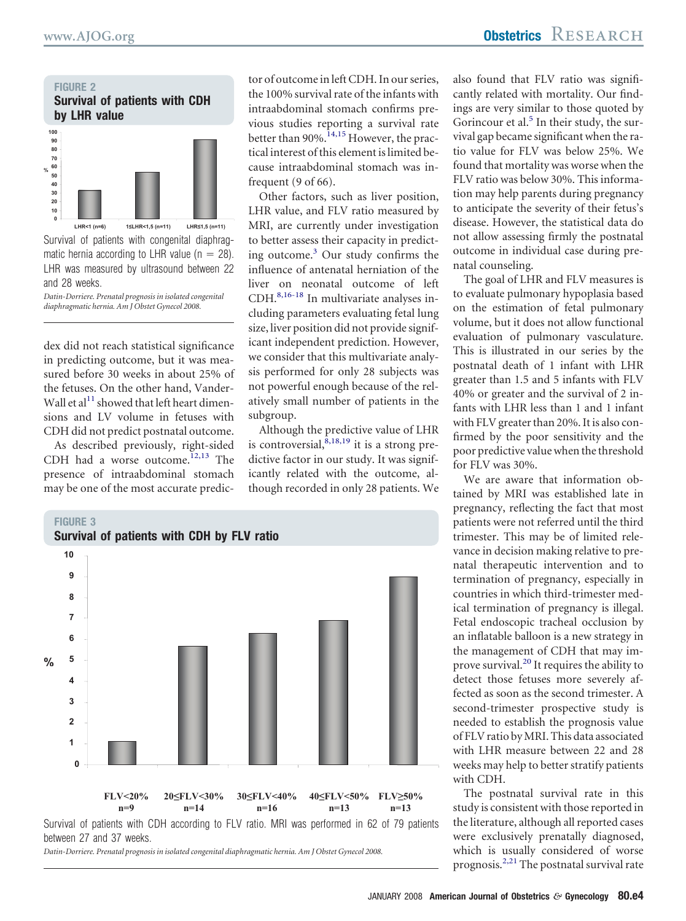**FIGURE 2**
**Survival of patients with CDH by LHR value**

100
90
80
70
60
50
40
30
20
10
0
%

LHR<1 (n=6)
1≤LHR<1,5 (n=11)
LHR≥1,5 (n=11)

Survival of patients with congenital diaphragmatic hernia according to LHR value (n = 28). LHR was measured by ultrasound between 22 and 28 weeks.

*Datin-Dorriere. Prenatal prognosis in isolated congenital diaphragmatic hernia. Am J Obstet Gynecol 2008.*

dex did not reach statistical significance in predicting outcome, but it was measured before 30 weeks in about 25% of the fetuses. On the other hand, VanderWall et al[11] showed that left heart dimensions and LV volume in fetuses with CDH did not predict postnatal outcome.

As described previously, right-sided CDH had a worse outcome.[12,13] The presence of intraabdominal stomach may be one of the most accurate predictor of outcome in left CDH. In our series, the 100% survival rate of the infants with intraabdominal stomach confirms previous studies reporting a survival rate better than 90%.[14,15] However, the practical interest of this element is limited because intraabdominal stomach was infrequent (9 of 66).

Other factors, such as liver position, LHR value, and FLV ratio measured by MRI, are currently under investigation to better assess their capacity in predicting outcome.[3] Our study confirms the influence of antenatal herniation of the liver on neonatal outcome of left CDH.[8,16-18] In multivariate analyses including parameters evaluating fetal lung size, liver position did not provide significant independent prediction. However, we consider that this multivariate analysis performed for only 28 subjects was not powerful enough because of the relatively small number of patients in the subgroup.

Although the predictive value of LHR is controversial,[8,18,19] it is a strong predictive factor in our study. It was significantly related with the outcome, although recorded in only 28 patients. We also found that FLV ratio was significantly related with mortality. Our findings are very similar to those quoted by Gorincour et al.[5] In their study, the survival gap became significant when the ratio value for FLV was below 25%. We found that mortality was worse when the FLV ratio was below 30%. This information may help parents during pregnancy to anticipate the severity of their fetus's disease. However, the statistical data do not allow assessing firmly the postnatal outcome in individual case during prenatal counseling.

The goal of LHR and FLV measures is to evaluate pulmonary hypoplasia based on the estimation of fetal pulmonary volume, but it does not allow functional evaluation of pulmonary vasculature. This is illustrated in our series by the postnatal death of 1 infant with LHR greater than 1.5 and 5 infants with FLV 40% or greater and the survival of 2 infants with LHR less than 1 and 1 infant with FLV greater than 20%. It is also confirmed by the poor sensitivity and the poor predictive value when the threshold for FLV was 30%.

We are aware that information obtained by MRI was established late in pregnancy, reflecting the fact that most patients were not referred until the third trimester. This may be of limited relevance in decision making relative to prenatal therapeutic intervention and to termination of pregnancy, especially in countries in which third-trimester medical termination of pregnancy is illegal. Fetal endoscopic tracheal occlusion by an inflatable balloon is a new strategy in the management of CDH that may improve survival.[20] It requires the ability to detect those fetuses more severely affected as soon as the second trimester. A second-trimester prospective study is needed to establish the prognosis value of FLV ratio by MRI. This data associated with LHR measure between 22 and 28 weeks may help to better stratify patients with CDH.

The postnatal survival rate in this study is consistent with those reported in the literature, although all reported cases were exclusively prenatally diagnosed, which is usually considered of worse prognosis.[2,21] The postnatal survival rate

**FIGURE 3**
**Survival of patients with CDH by FLV ratio**

10
9
8
7
6
5
4
3
2
1
0
%

FLV<20% n=9
20≤FLV<30% n=14
30≤FLV<40% n=16
40≤FLV<50% n=13
FLV≥50% n=13

Survival of patients with CDH according to FLV ratio. MRI was performed in 62 of 79 patients between 27 and 37 weeks.

*Datin-Dorriere. Prenatal prognosis in isolated congenital diaphragmatic hernia. Am J Obstet Gynecol 2008.*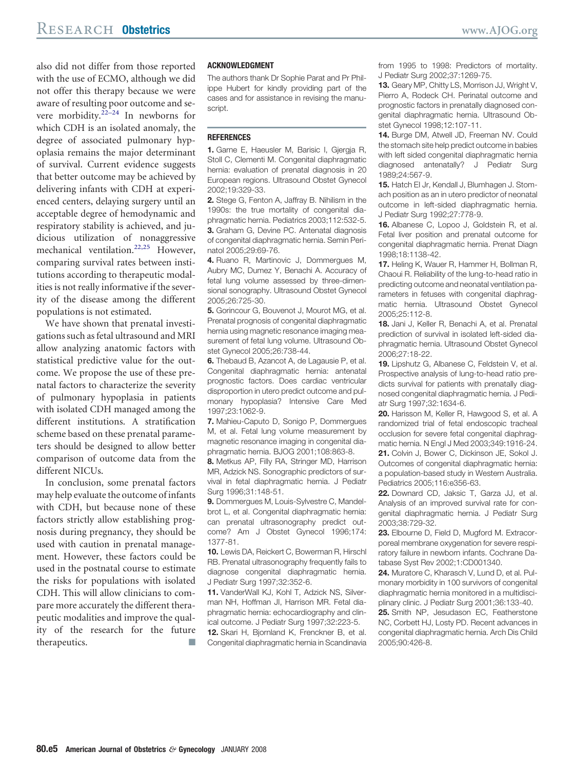also did not differ from those reported with the use of ECMO, although we did not offer this therapy because we were aware of resulting poor outcome and severe morbidity.[22–24] In newborns for which CDH is an isolated anomaly, the degree of associated pulmonary hypoplasia remains the major determinant of survival. Current evidence suggests that better outcome may be achieved by delivering infants with CDH at experienced centers, delaying surgery until an acceptable degree of hemodynamic and respiratory stability is achieved, and judicious utilization of nonaggressive mechanical ventilation.[22,25] However, comparing survival rates between institutions according to therapeutic modalities is not really informative if the severity of the disease among the different populations is not estimated.

We have shown that prenatal investigations such as fetal ultrasound and MRI allow analyzing anatomic factors with statistical predictive value for the outcome. We propose the use of these prenatal factors to characterize the severity of pulmonary hypoplasia in patients with isolated CDH managed among the different institutions. A stratification scheme based on these prenatal parameters should be designed to allow better comparison of outcome data from the different NICUs.

In conclusion, some prenatal factors may help evaluate the outcome of infants with CDH, but because none of these factors strictly allow establishing prognosis during pregnancy, they should be used with caution in prenatal management. However, these factors could be used in the postnatal course to estimate the risks for populations with isolated CDH. This will allow clinicians to compare more accurately the different therapeutic modalities and improve the quality of the research for the future therapeutics. ■

## ACKNOWLEDGMENT

The authors thank Dr Sophie Parat and Pr Philippe Hubert for kindly providing part of the cases and for assistance in revising the manuscript.

## REFERENCES

1. Garne E, Haeusler M, Barisic I, Gjergja R, Stoll C, Clementi M. Congenital diaphragmatic hernia: evaluation of prenatal diagnosis in 20 European regions. Ultrasound Obstet Gynecol 2002;19:329-33.
2. Stege G, Fenton A, Jaffray B. Nihilism in the 1990s: the true mortality of congenital diaphragmatic hernia. Pediatrics 2003;112:532-5.
3. Graham G, Devine PC. Antenatal diagnosis of congenital diaphragmatic hernia. Semin Perinatol 2005;29:69-76.
4. Ruano R, Martinovic J, Dommergues M, Aubry MC, Dumez Y, Benachi A. Accuracy of fetal lung volume assessed by three-dimensional sonography. Ultrasound Obstet Gynecol 2005;26:725-30.
5. Gorincour G, Bouvenot J, Mourot MG, et al. Prenatal prognosis of congenital diaphragmatic hernia using magnetic resonance imaging measurement of fetal lung volume. Ultrasound Obstet Gynecol 2005;26:738-44.
6. Thebaud B, Azancot A, de Lagausie P, et al. Congenital diaphragmatic hernia: antenatal prognostic factors. Does cardiac ventricular disproportion in utero predict outcome and pulmonary hypoplasia? Intensive Care Med 1997;23:1062-9.
7. Mahieu-Caputo D, Sonigo P, Dommergues M, et al. Fetal lung volume measurement by magnetic resonance imaging in congenital diaphragmatic hernia. BJOG 2001;108:863-8.
8. Metkus AP, Filly RA, Stringer MD, Harrison MR, Adzick NS. Sonographic predictors of survival in fetal diaphragmatic hernia. J Pediatr Surg 1996;31:148-51.
9. Dommergues M, Louis-Sylvestre C, Mandelbrot L, et al. Congenital diaphragmatic hernia: can prenatal ultrasonography predict outcome? Am J Obstet Gynecol 1996;174:1377-81.
10. Lewis DA, Reickert C, Bowerman R, Hirschl RB. Prenatal ultrasonography frequently fails to diagnose congenital diaphragmatic hernia. J Pediatr Surg 1997;32:352-6.
11. VanderWall KJ, Kohl T, Adzick NS, Silverman NH, Hoffman JI, Harrison MR. Fetal diaphragmatic hernia: echocardiography and clinical outcome. J Pediatr Surg 1997;32:223-5.
12. Skari H, Bjornland K, Frenckner B, et al. Congenital diaphragmatic hernia in Scandinavia from 1995 to 1998: Predictors of mortality. J Pediatr Surg 2002;37:1269-75.
13. Geary MP, Chitty LS, Morrison JJ, Wright V, Pierro A, Rodeck CH. Perinatal outcome and prognostic factors in prenatally diagnosed congenital diaphragmatic hernia. Ultrasound Obstet Gynecol 1998;12:107-11.
14. Burge DM, Atwell JD, Freeman NV. Could the stomach site help predict outcome in babies with left sided congenital diaphragmatic hernia diagnosed antenatally? J Pediatr Surg 1989;24:567-9.
15. Hatch EI Jr, Kendall J, Blumhagen J. Stomach position as an in utero predictor of neonatal outcome in left-sided diaphragmatic hernia. J Pediatr Surg 1992;27:778-9.
16. Albanese C, Lopoo J, Goldstein R, et al. Fetal liver position and prenatal outcome for congenital diaphragmatic hernia. Prenat Diagn 1998;18:1138-42.
17. Heling K, Wauer R, Hammer H, Bollman R, Chaoui R. Reliability of the lung-to-head ratio in predicting outcome and neonatal ventilation parameters in fetuses with congenital diaphragmatic hernia. Ultrasound Obstet Gynecol 2005;25:112-8.
18. Jani J, Keller R, Benachi A, et al. Prenatal prediction of survival in isolated left-sided diaphragmatic hernia. Ultrasound Obstet Gynecol 2006;27:18-22.
19. Lipshutz G, Albanese C, Feldstein V, et al. Prospective analysis of lung-to-head ratio predicts survival for patients with prenatally diagnosed congenital diaphragmatic hernia. J Pediatr Surg 1997;32:1634-6.
20. Harisson M, Keller R, Hawgood S, et al. A randomized trial of fetal endoscopic tracheal occlusion for severe fetal congenital diaphragmatic hernia. N Engl J Med 2003;349:1916-24.
21. Colvin J, Bower C, Dickinson JE, Sokol J. Outcomes of congenital diaphragmatic hernia: a population-based study in Western Australia. Pediatrics 2005;116:e356-63.
22. Downard CD, Jaksic T, Garza JJ, et al. Analysis of an improved survival rate for congenital diaphragmatic hernia. J Pediatr Surg 2003;38:729-32.
23. Elbourne D, Field D, Mugford M. Extracorporeal membrane oxygenation for severe respiratory failure in newborn infants. Cochrane Database Syst Rev 2002;1:CD001340.
24. Muratore C, Kharasch V, Lund D, et al. Pulmonary morbidity in 100 survivors of congenital diaphragmatic hernia monitored in a multidisciplinary clinic. J Pediatr Surg 2001;36:133-40.
25. Smith NP, Jesudason EC, Featherstone NC, Corbett HJ, Losty PD. Recent advances in congenital diaphragmatic hernia. Arch Dis Child 2005;90:426-8.